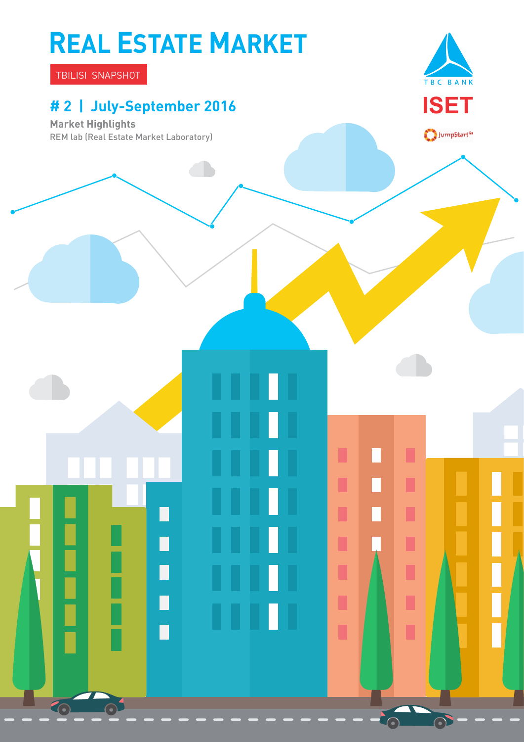# REAL ESTATE MARKET

TBILISI SNAPSHOT

## # 2 | July-September 2016

**Market Highlights**

REM lab (Real Estate Market Laboratory)

TBC BANK

ISET

JumpStart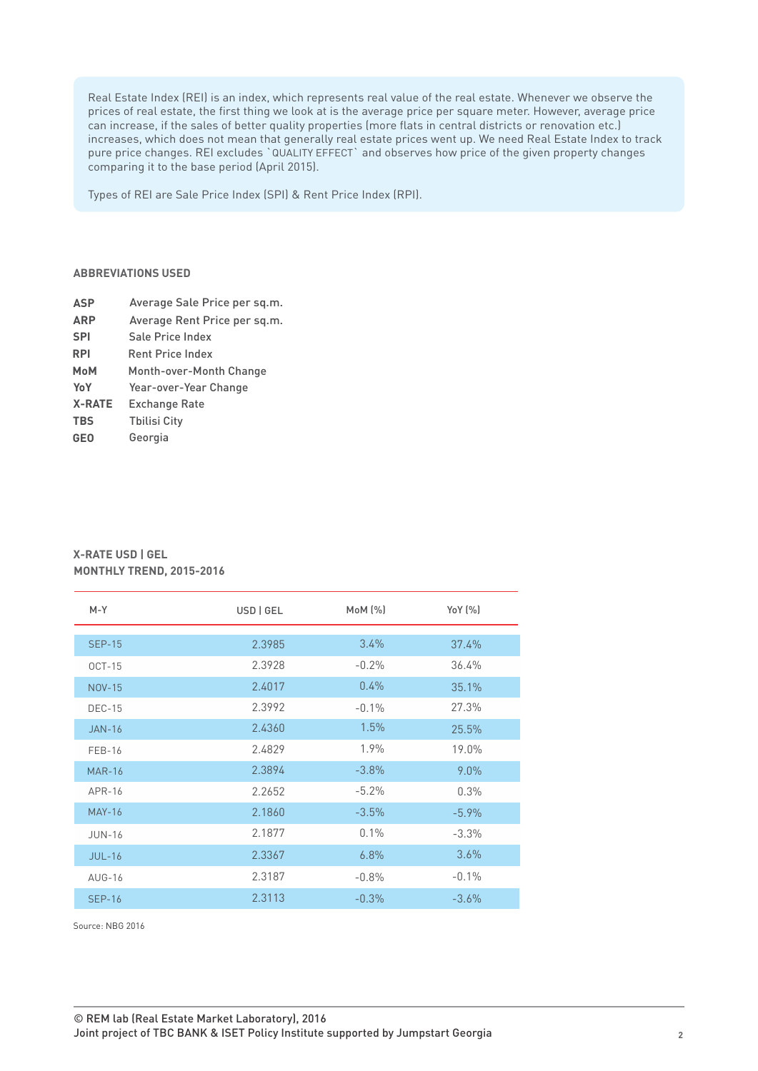Real Estate Index (REI) is an index, which represents real value of the real estate. Whenever we observe the prices of real estate, the first thing we look at is the average price per square meter. However, average price can increase, if the sales of better quality properties (more flats in central districts or renovation etc.) increases, which does not mean that generally real estate prices went up. We need Real Estate Index to track pure price changes. REI excludes `QUALITY EFFECT` and observes how price of the given property changes comparing it to the base period (April 2015).

Types of REI are Sale Price Index (SPI) & Rent Price Index (RPI).

### ABBREVIATIONS USED

| | |
|---|---|
| **ASP** | Average Sale Price per sq.m. |
| **ARP** | Average Rent Price per sq.m. |
| **SPI** | Sale Price Index |
| **RPI** | Rent Price Index |
| **MoM** | Month-over-Month Change |
| **YoY** | Year-over-Year Change |
| **X-RATE** | Exchange Rate |
| **TBS** | Tbilisi City |
| **GEO** | Georgia |

### X-RATE USD | GEL
### MONTHLY TREND, 2015-2016

| M-Y | USD \| GEL | MoM (%) | YoY (%) |
|---|---|---|---|
| SEP-15 | 2.3985 | 3.4% | 37.4% |
| OCT-15 | 2.3928 | -0.2% | 36.4% |
| NOV-15 | 2.4017 | 0.4% | 35.1% |
| DEC-15 | 2.3992 | -0.1% | 27.3% |
| JAN-16 | 2.4360 | 1.5% | 25.5% |
| FEB-16 | 2.4829 | 1.9% | 19.0% |
| MAR-16 | 2.3894 | -3.8% | 9.0% |
| APR-16 | 2.2652 | -5.2% | 0.3% |
| MAY-16 | 2.1860 | -3.5% | -5.9% |
| JUN-16 | 2.1877 | 0.1% | -3.3% |
| JUL-16 | 2.3367 | 6.8% | 3.6% |
| AUG-16 | 2.3187 | -0.8% | -0.1% |
| SEP-16 | 2.3113 | -0.3% | -3.6% |

Source: NBG 2016

© REM lab (Real Estate Market Laboratory), 2016
Joint project of TBC BANK & ISET Policy Institute supported by Jumpstart Georgia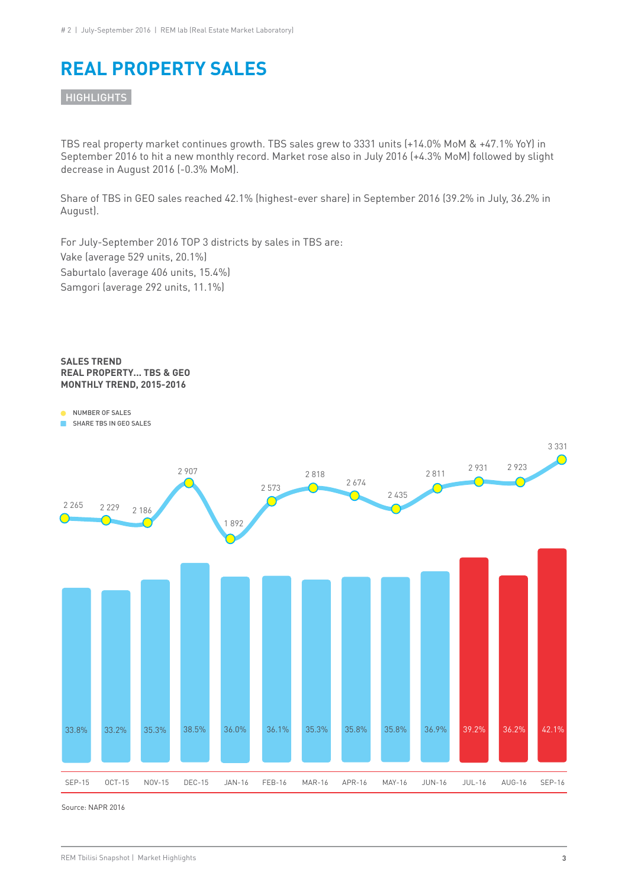# REAL PROPERTY SALES

HIGHLIGHTS

TBS real property market continues growth. TBS sales grew to 3331 units (+14.0% MoM & +47.1% YoY) in September 2016 to hit a new monthly record. Market rose also in July 2016 (+4.3% MoM) followed by slight decrease in August 2016 (-0.3% MoM).

Share of TBS in GEO sales reached 42.1% (highest-ever share) in September 2016 (39.2% in July, 36.2% in August).

For July-September 2016 TOP 3 districts by sales in TBS are:
Vake (average 529 units, 20.1%)
Saburtalo (average 406 units, 15.4%)
Samgori (average 292 units, 11.1%)

**SALES TREND**
**REAL PROPERTY... TBS & GEO**
**MONTHLY TREND, 2015-2016**

- NUMBER OF SALES
- SHARE TBS IN GEO SALES

| Month | Number of sales | Share TBS in GEO sales |
|---|---|---|
| SEP-15 | 2 265 | 33.8% |
| OCT-15 | 2 229 | 33.2% |
| NOV-15 | 2 186 | 35.3% |
| DEC-15 | 2 907 | 38.5% |
| JAN-16 | 1 892 | 36.0% |
| FEB-16 | 2 573 | 36.1% |
| MAR-16 | 2 818 | 35.3% |
| APR-16 | 2 674 | 35.8% |
| MAY-16 | 2 435 | 35.8% |
| JUN-16 | 2 811 | 36.9% |
| JUL-16 | 2 931 | 39.2% |
| AUG-16 | 2 923 | 36.2% |
| SEP-16 | 3 331 | 42.1% |

Source: NAPR 2016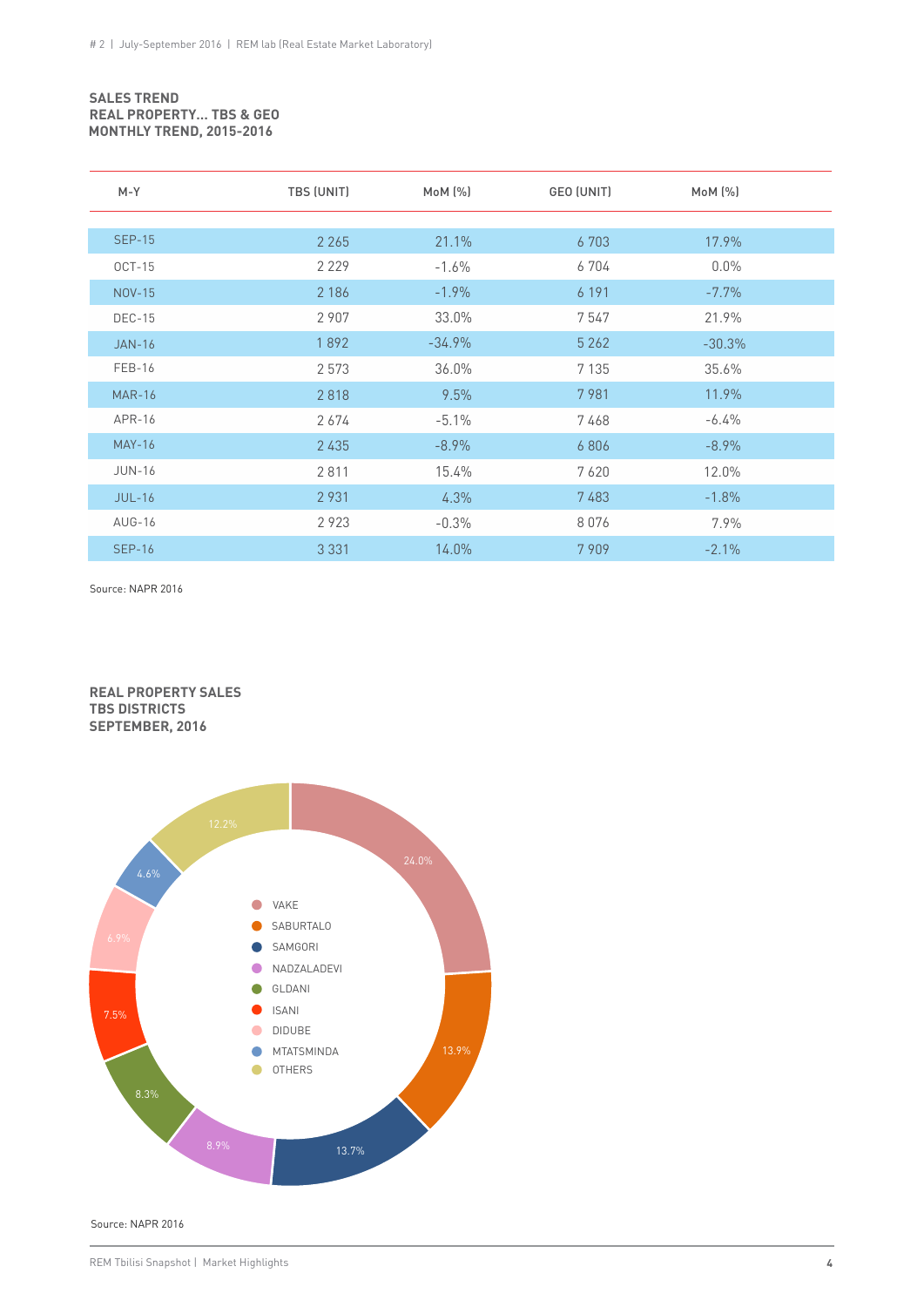**SALES TREND**
**REAL PROPERTY... TBS & GEO**
**MONTHLY TREND, 2015-2016**

| M-Y | TBS (UNIT) | MoM (%) | GEO (UNIT) | MoM (%) |
|---|---|---|---|---|
| SEP-15 | 2 265 | 21.1% | 6 703 | 17.9% |
| OCT-15 | 2 229 | -1.6% | 6 704 | 0.0% |
| NOV-15 | 2 186 | -1.9% | 6 191 | -7.7% |
| DEC-15 | 2 907 | 33.0% | 7 547 | 21.9% |
| JAN-16 | 1 892 | -34.9% | 5 262 | -30.3% |
| FEB-16 | 2 573 | 36.0% | 7 135 | 35.6% |
| MAR-16 | 2 818 | 9.5% | 7 981 | 11.9% |
| APR-16 | 2 674 | -5.1% | 7 468 | -6.4% |
| MAY-16 | 2 435 | -8.9% | 6 806 | -8.9% |
| JUN-16 | 2 811 | 15.4% | 7 620 | 12.0% |
| JUL-16 | 2 931 | 4.3% | 7 483 | -1.8% |
| AUG-16 | 2 923 | -0.3% | 8 076 | 7.9% |
| SEP-16 | 3 331 | 14.0% | 7 909 | -2.1% |

Source: NAPR 2016

**REAL PROPERTY SALES**
**TBS DISTRICTS**
**SEPTEMBER, 2016**

| District | Share |
|---|---|
| VAKE | 24.0% |
| SABURTALO | 13.9% |
| SAMGORI | 13.7% |
| NADZALADEVI | 8.9% |
| GLDANI | 8.3% |
| ISANI | 7.5% |
| DIDUBE | 6.9% |
| MTATSMINDA | 4.6% |
| OTHERS | 12.2% |

Source: NAPR 2016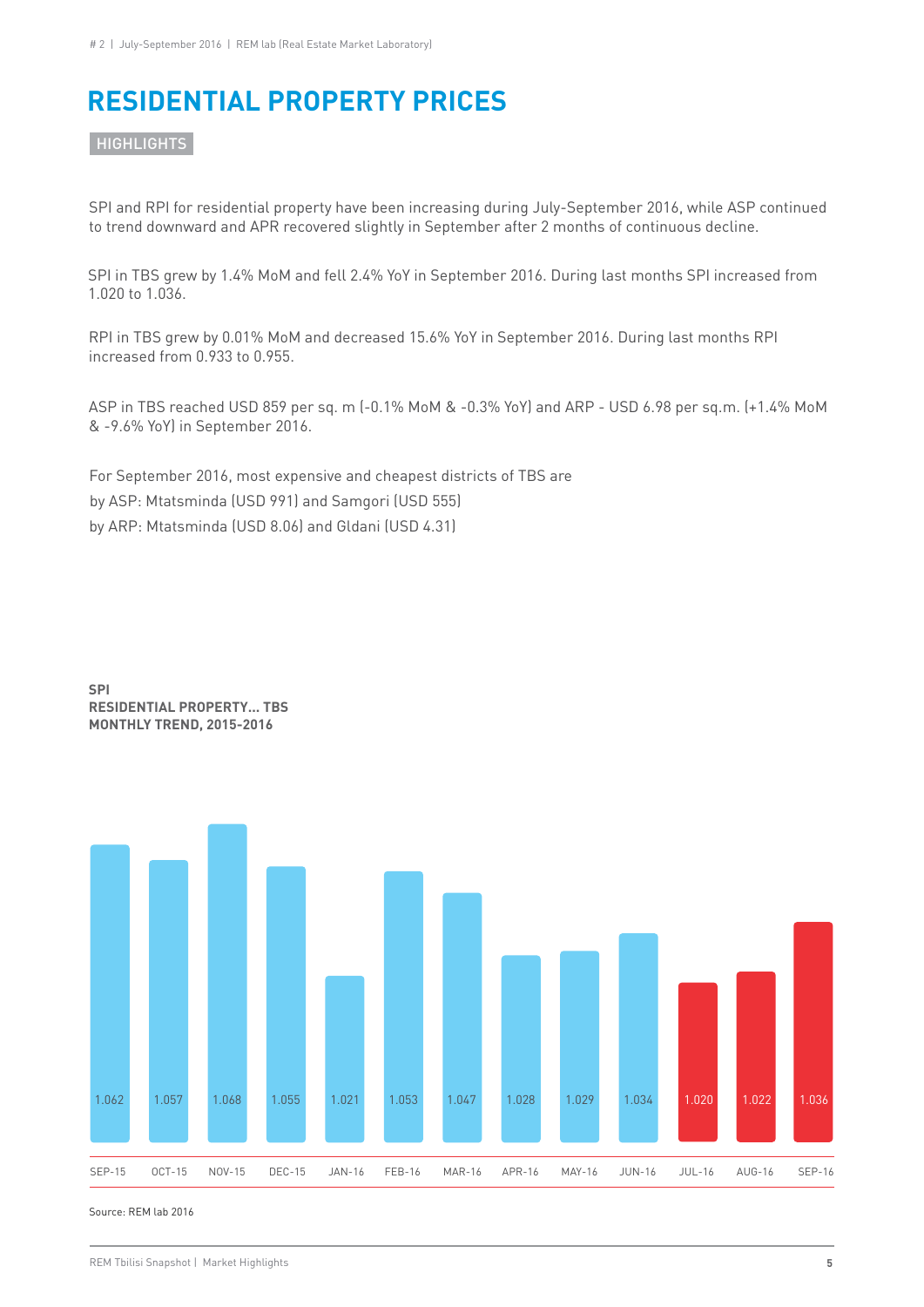# RESIDENTIAL PROPERTY PRICES

HIGHLIGHTS

SPI and RPI for residential property have been increasing during July-September 2016, while ASP continued to trend downward and APR recovered slightly in September after 2 months of continuous decline.

SPI in TBS grew by 1.4% MoM and fell 2.4% YoY in September 2016. During last months SPI increased from 1.020 to 1.036.

RPI in TBS grew by 0.01% MoM and decreased 15.6% YoY in September 2016. During last months RPI increased from 0.933 to 0.955.

ASP in TBS reached USD 859 per sq. m (-0.1% MoM & -0.3% YoY) and ARP - USD 6.98 per sq.m. (+1.4% MoM & -9.6% YoY) in September 2016.

For September 2016, most expensive and cheapest districts of TBS are
by ASP: Mtatsminda (USD 991) and Samgori (USD 555)
by ARP: Mtatsminda (USD 8.06) and Gldani (USD 4.31)

**SPI**
**RESIDENTIAL PROPERTY... TBS**
**MONTHLY TREND, 2015-2016**

| Month | SPI |
|---|---|
| SEP-15 | 1.062 |
| OCT-15 | 1.057 |
| NOV-15 | 1.068 |
| DEC-15 | 1.055 |
| JAN-16 | 1.021 |
| FEB-16 | 1.053 |
| MAR-16 | 1.047 |
| APR-16 | 1.028 |
| MAY-16 | 1.029 |
| JUN-16 | 1.034 |
| JUL-16 | 1.020 |
| AUG-16 | 1.022 |
| SEP-16 | 1.036 |

Source: REM lab 2016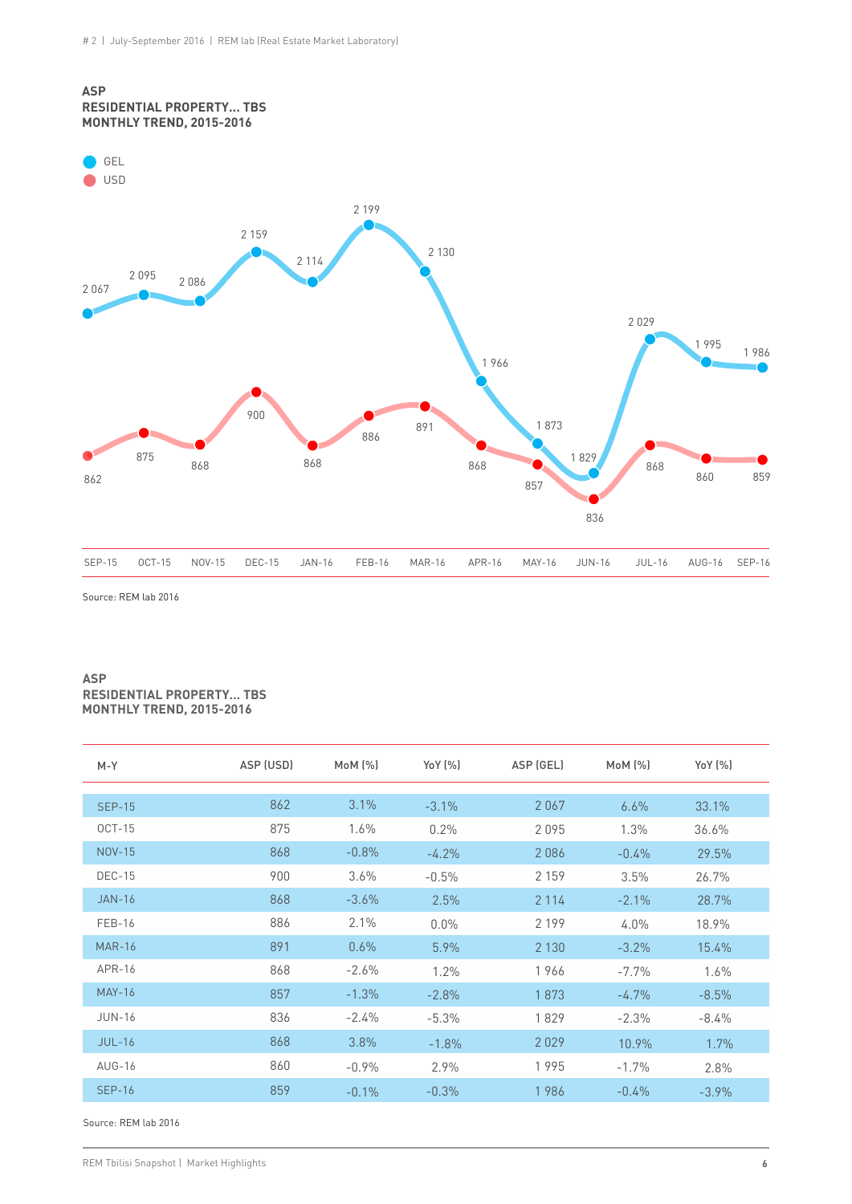**ASP**
**RESIDENTIAL PROPERTY... TBS**
**MONTHLY TREND, 2015-2016**

GEL
USD

| | SEP-15 | OCT-15 | NOV-15 | DEC-15 | JAN-16 | FEB-16 | MAR-16 | APR-16 | MAY-16 | JUN-16 | JUL-16 | AUG-16 | SEP-16 |
|---|---|---|---|---|---|---|---|---|---|---|---|---|---|
| GEL | 2 067 | 2 095 | 2 086 | 2 159 | 2 114 | 2 199 | 2 130 | 1 966 | 1 873 | 1 829 | 2 029 | 1 995 | 1 986 |
| USD | 862 | 875 | 868 | 900 | 868 | 886 | 891 | 868 | 857 | 836 | 868 | 860 | 859 |

Source: REM lab 2016

**ASP**
**RESIDENTIAL PROPERTY... TBS**
**MONTHLY TREND, 2015-2016**

| M-Y | ASP (USD) | MoM (%) | YoY (%) | ASP (GEL) | MoM (%) | YoY (%) |
|---|---|---|---|---|---|---|
| SEP-15 | 862 | 3.1% | -3.1% | 2 067 | 6.6% | 33.1% |
| OCT-15 | 875 | 1.6% | 0.2% | 2 095 | 1.3% | 36.6% |
| NOV-15 | 868 | -0.8% | -4.2% | 2 086 | -0.4% | 29.5% |
| DEC-15 | 900 | 3.6% | -0.5% | 2 159 | 3.5% | 26.7% |
| JAN-16 | 868 | -3.6% | 2.5% | 2 114 | -2.1% | 28.7% |
| FEB-16 | 886 | 2.1% | 0.0% | 2 199 | 4.0% | 18.9% |
| MAR-16 | 891 | 0.6% | 5.9% | 2 130 | -3.2% | 15.4% |
| APR-16 | 868 | -2.6% | 1.2% | 1 966 | -7.7% | 1.6% |
| MAY-16 | 857 | -1.3% | -2.8% | 1 873 | -4.7% | -8.5% |
| JUN-16 | 836 | -2.4% | -5.3% | 1 829 | -2.3% | -8.4% |
| JUL-16 | 868 | 3.8% | -1.8% | 2 029 | 10.9% | 1.7% |
| AUG-16 | 860 | -0.9% | 2.9% | 1 995 | -1.7% | 2.8% |
| SEP-16 | 859 | -0.1% | -0.3% | 1 986 | -0.4% | -3.9% |

Source: REM lab 2016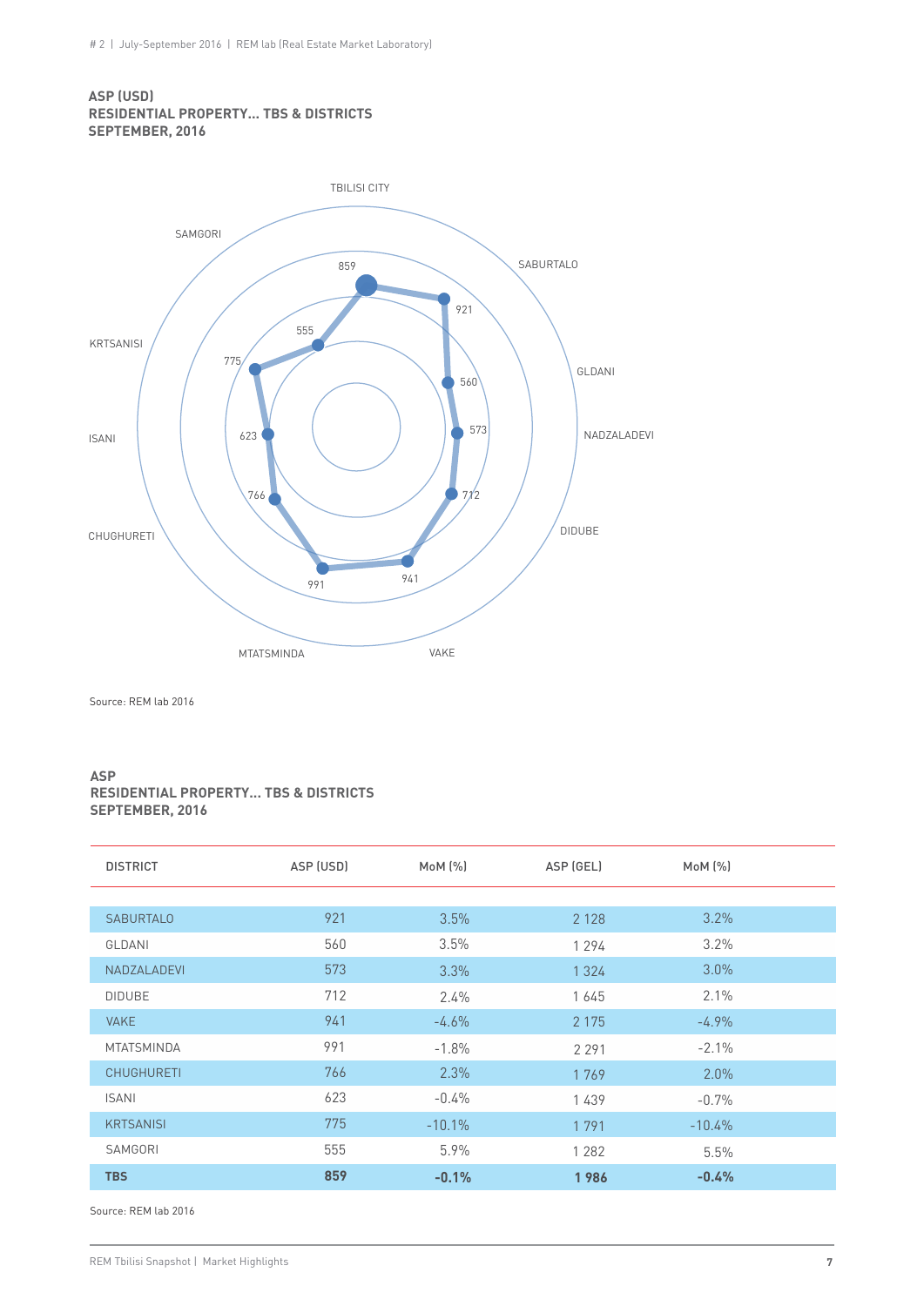**ASP (USD)**
**RESIDENTIAL PROPERTY... TBS & DISTRICTS**
**SEPTEMBER, 2016**

TBILISI CITY: 859
SABURTALO: 921
GLDANI: 560
NADZALADEVI: 573
DIDUBE: 712
VAKE: 941
MTATSMINDA: 991
CHUGHURETI: 766
ISANI: 623
KRTSANISI: 775
SAMGORI: 555

Source: REM lab 2016

**ASP**
**RESIDENTIAL PROPERTY... TBS & DISTRICTS**
**SEPTEMBER, 2016**

| DISTRICT | ASP (USD) | MoM (%) | ASP (GEL) | MoM (%) |
|---|---|---|---|---|
| SABURTALO | 921 | 3.5% | 2 128 | 3.2% |
| GLDANI | 560 | 3.5% | 1 294 | 3.2% |
| NADZALADEVI | 573 | 3.3% | 1 324 | 3.0% |
| DIDUBE | 712 | 2.4% | 1 645 | 2.1% |
| VAKE | 941 | -4.6% | 2 175 | -4.9% |
| MTATSMINDA | 991 | -1.8% | 2 291 | -2.1% |
| CHUGHURETI | 766 | 2.3% | 1 769 | 2.0% |
| ISANI | 623 | -0.4% | 1 439 | -0.7% |
| KRTSANISI | 775 | -10.1% | 1 791 | -10.4% |
| SAMGORI | 555 | 5.9% | 1 282 | 5.5% |
| **TBS** | **859** | **-0.1%** | **1 986** | **-0.4%** |

Source: REM lab 2016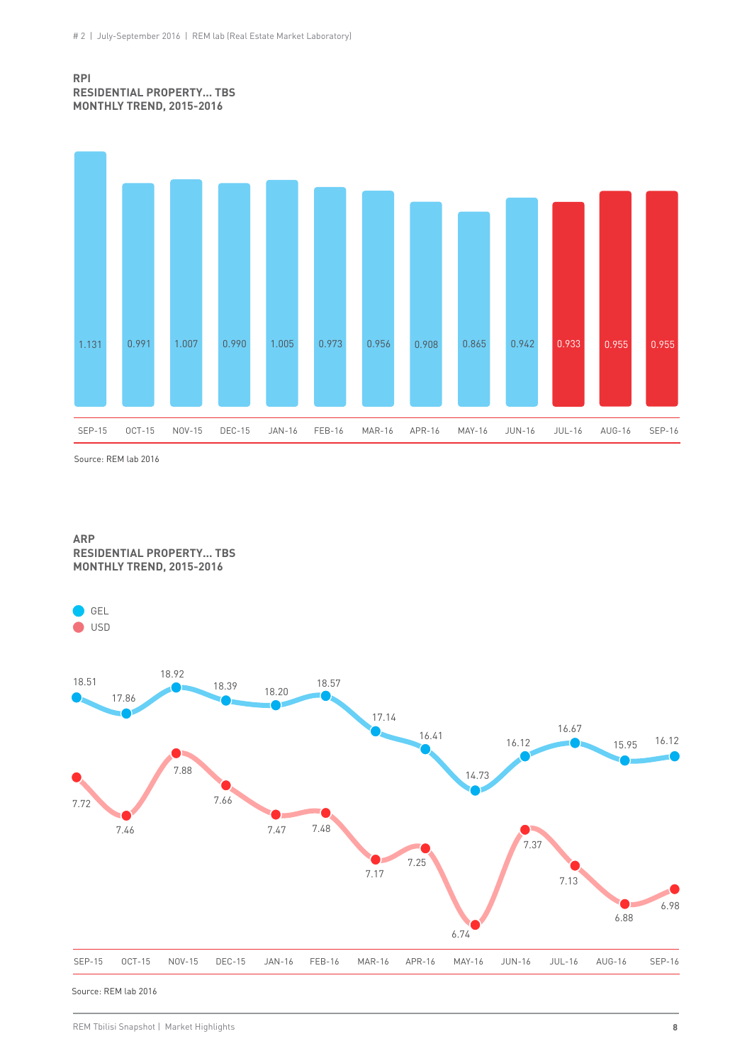**RPI**
**RESIDENTIAL PROPERTY... TBS**
**MONTHLY TREND, 2015-2016**

| SEP-15 | OCT-15 | NOV-15 | DEC-15 | JAN-16 | FEB-16 | MAR-16 | APR-16 | MAY-16 | JUN-16 | JUL-16 | AUG-16 | SEP-16 |
|---|---|---|---|---|---|---|---|---|---|---|---|---|
| 1.131 | 0.991 | 1.007 | 0.990 | 1.005 | 0.973 | 0.956 | 0.908 | 0.865 | 0.942 | 0.933 | 0.955 | 0.955 |

Source: REM lab 2016

**ARP**
**RESIDENTIAL PROPERTY... TBS**
**MONTHLY TREND, 2015-2016**

| | SEP-15 | OCT-15 | NOV-15 | DEC-15 | JAN-16 | FEB-16 | MAR-16 | APR-16 | MAY-16 | JUN-16 | JUL-16 | AUG-16 | SEP-16 |
|---|---|---|---|---|---|---|---|---|---|---|---|---|---|
| GEL | 18.51 | 17.86 | 18.92 | 18.39 | 18.20 | 18.57 | 17.14 | 16.41 | 14.73 | 16.12 | 16.67 | 15.95 | 16.12 |
| USD | 7.72 | 7.46 | 7.88 | 7.66 | 7.47 | 7.48 | 7.17 | 7.25 | 6.74 | 7.37 | 7.13 | 6.88 | 6.98 |

Source: REM lab 2016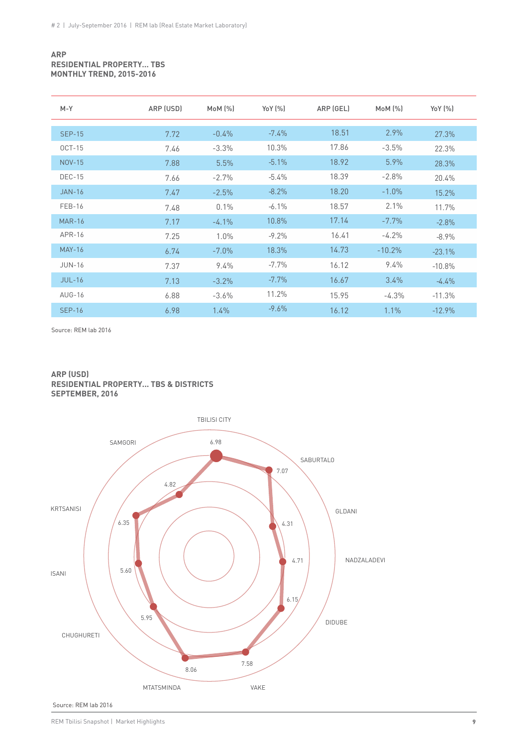**ARP**
**RESIDENTIAL PROPERTY... TBS**
**MONTHLY TREND, 2015-2016**

| M-Y | ARP (USD) | MoM (%) | YoY (%) | ARP (GEL) | MoM (%) | YoY (%) |
|---|---|---|---|---|---|---|
| SEP-15 | 7.72 | -0.4% | -7.4% | 18.51 | 2.9% | 27.3% |
| OCT-15 | 7.46 | -3.3% | 10.3% | 17.86 | -3.5% | 22.3% |
| NOV-15 | 7.88 | 5.5% | -5.1% | 18.92 | 5.9% | 28.3% |
| DEC-15 | 7.66 | -2.7% | -5.4% | 18.39 | -2.8% | 20.4% |
| JAN-16 | 7.47 | -2.5% | -8.2% | 18.20 | -1.0% | 15.2% |
| FEB-16 | 7.48 | 0.1% | -6.1% | 18.57 | 2.1% | 11.7% |
| MAR-16 | 7.17 | -4.1% | 10.8% | 17.14 | -7.7% | -2.8% |
| APR-16 | 7.25 | 1.0% | -9.2% | 16.41 | -4.2% | -8.9% |
| MAY-16 | 6.74 | -7.0% | 18.3% | 14.73 | -10.2% | -23.1% |
| JUN-16 | 7.37 | 9.4% | -7.7% | 16.12 | 9.4% | -10.8% |
| JUL-16 | 7.13 | -3.2% | -7.7% | 16.67 | 3.4% | -4.4% |
| AUG-16 | 6.88 | -3.6% | 11.2% | 15.95 | -4.3% | -11.3% |
| SEP-16 | 6.98 | 1.4% | -9.6% | 16.12 | 1.1% | -12.9% |

Source: REM lab 2016

**ARP (USD)**
**RESIDENTIAL PROPERTY... TBS & DISTRICTS**
**SEPTEMBER, 2016**

| District | ARP (USD) |
|---|---|
| TBILISI CITY | 6.98 |
| SABURTALO | 7.07 |
| GLDANI | 4.31 |
| NADZALADEVI | 4.71 |
| DIDUBE | 6.15 |
| VAKE | 7.58 |
| MTATSMINDA | 8.06 |
| CHUGHURETI | 5.95 |
| ISANI | 5.60 |
| KRTSANISI | 6.35 |
| SAMGORI | 4.82 |

Source: REM lab 2016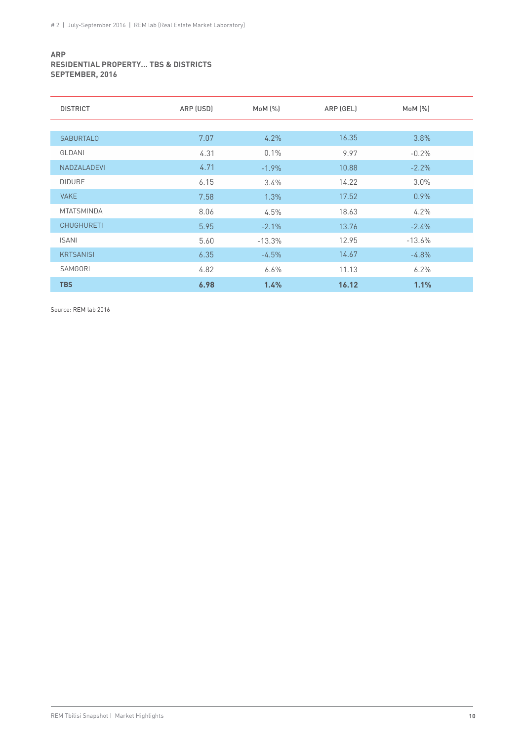**ARP**
**RESIDENTIAL PROPERTY... TBS & DISTRICTS**
**SEPTEMBER, 2016**

| DISTRICT | ARP (USD) | MoM (%) | ARP (GEL) | MoM (%) |
|---|---|---|---|---|
| SABURTALO | 7.07 | 4.2% | 16.35 | 3.8% |
| GLDANI | 4.31 | 0.1% | 9.97 | -0.2% |
| NADZALADEVI | 4.71 | -1.9% | 10.88 | -2.2% |
| DIDUBE | 6.15 | 3.4% | 14.22 | 3.0% |
| VAKE | 7.58 | 1.3% | 17.52 | 0.9% |
| MTATSMINDA | 8.06 | 4.5% | 18.63 | 4.2% |
| CHUGHURETI | 5.95 | -2.1% | 13.76 | -2.4% |
| ISANI | 5.60 | -13.3% | 12.95 | -13.6% |
| KRTSANISI | 6.35 | -4.5% | 14.67 | -4.8% |
| SAMGORI | 4.82 | 6.6% | 11.13 | 6.2% |
| **TBS** | **6.98** | **1.4%** | **16.12** | **1.1%** |

Source: REM lab 2016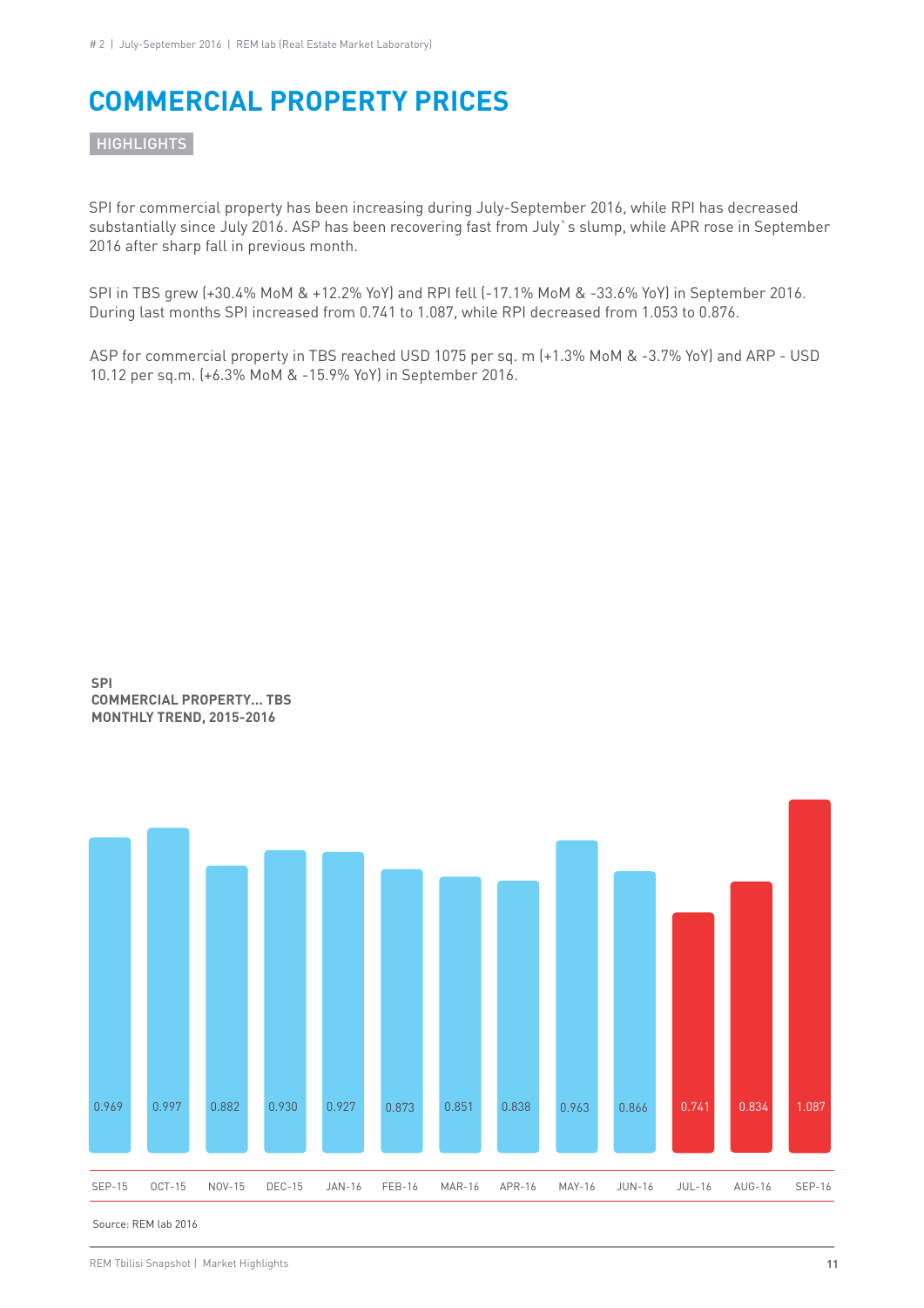# COMMERCIAL PROPERTY PRICES

## HIGHLIGHTS

SPI for commercial property has been increasing during July-September 2016, while RPI has decreased substantially since July 2016. ASP has been recovering fast from July`s slump, while APR rose in September 2016 after sharp fall in previous month.

SPI in TBS grew (+30.4% MoM & +12.2% YoY) and RPI fell (-17.1% MoM & -33.6% YoY) in September 2016. During last months SPI increased from 0.741 to 1.087, while RPI decreased from 1.053 to 0.876.

ASP for commercial property in TBS reached USD 1075 per sq. m (+1.3% MoM & -3.7% YoY) and ARP - USD 10.12 per sq.m. (+6.3% MoM & -15.9% YoY) in September 2016.

**SPI**
**COMMERCIAL PROPERTY... TBS**
**MONTHLY TREND, 2015-2016**

| SEP-15 | OCT-15 | NOV-15 | DEC-15 | JAN-16 | FEB-16 | MAR-16 | APR-16 | MAY-16 | JUN-16 | JUL-16 | AUG-16 | SEP-16 |
|---|---|---|---|---|---|---|---|---|---|---|---|---|
| 0.969 | 0.997 | 0.882 | 0.930 | 0.927 | 0.873 | 0.851 | 0.838 | 0.963 | 0.866 | 0.741 | 0.834 | 1.087 |

Source: REM lab 2016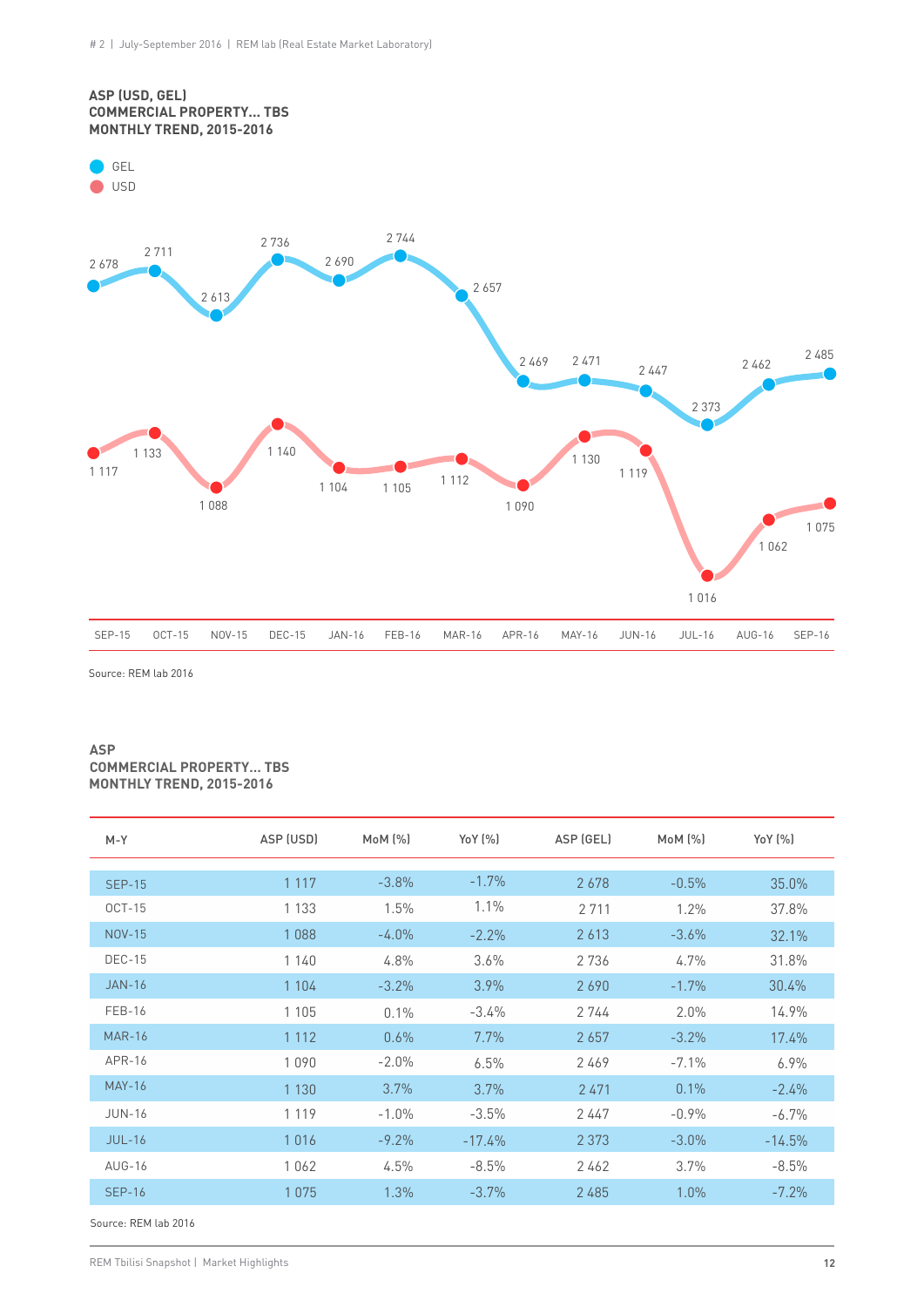**ASP (USD, GEL)**
**COMMERCIAL PROPERTY... TBS**
**MONTHLY TREND, 2015-2016**

GEL
USD

| | SEP-15 | OCT-15 | NOV-15 | DEC-15 | JAN-16 | FEB-16 | MAR-16 | APR-16 | MAY-16 | JUN-16 | JUL-16 | AUG-16 | SEP-16 |
|---|---|---|---|---|---|---|---|---|---|---|---|---|---|
| GEL | 2 678 | 2 711 | 2 613 | 2 736 | 2 690 | 2 744 | 2 657 | 2 469 | 2 471 | 2 447 | 2 373 | 2 462 | 2 485 |
| USD | 1 117 | 1 133 | 1 088 | 1 140 | 1 104 | 1 105 | 1 112 | 1 090 | 1 130 | 1 119 | 1 016 | 1 062 | 1 075 |

Source: REM lab 2016

**ASP**
**COMMERCIAL PROPERTY... TBS**
**MONTHLY TREND, 2015-2016**

| M-Y | ASP (USD) | MoM (%) | YoY (%) | ASP (GEL) | MoM (%) | YoY (%) |
|---|---|---|---|---|---|---|
| SEP-15 | 1 117 | -3.8% | -1.7% | 2 678 | -0.5% | 35.0% |
| OCT-15 | 1 133 | 1.5% | 1.1% | 2 711 | 1.2% | 37.8% |
| NOV-15 | 1 088 | -4.0% | -2.2% | 2 613 | -3.6% | 32.1% |
| DEC-15 | 1 140 | 4.8% | 3.6% | 2 736 | 4.7% | 31.8% |
| JAN-16 | 1 104 | -3.2% | 3.9% | 2 690 | -1.7% | 30.4% |
| FEB-16 | 1 105 | 0.1% | -3.4% | 2 744 | 2.0% | 14.9% |
| MAR-16 | 1 112 | 0.6% | 7.7% | 2 657 | -3.2% | 17.4% |
| APR-16 | 1 090 | -2.0% | 6.5% | 2 469 | -7.1% | 6.9% |
| MAY-16 | 1 130 | 3.7% | 3.7% | 2 471 | 0.1% | -2.4% |
| JUN-16 | 1 119 | -1.0% | -3.5% | 2 447 | -0.9% | -6.7% |
| JUL-16 | 1 016 | -9.2% | -17.4% | 2 373 | -3.0% | -14.5% |
| AUG-16 | 1 062 | 4.5% | -8.5% | 2 462 | 3.7% | -8.5% |
| SEP-16 | 1 075 | 1.3% | -3.7% | 2 485 | 1.0% | -7.2% |

Source: REM lab 2016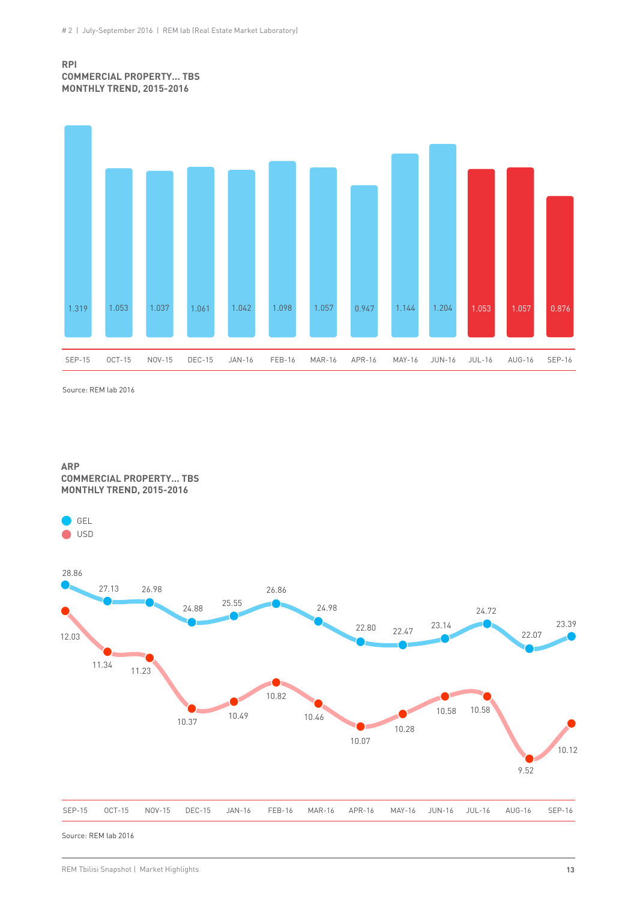**RPI**
**COMMERCIAL PROPERTY... TBS**
**MONTHLY TREND, 2015-2016**

| SEP-15 | OCT-15 | NOV-15 | DEC-15 | JAN-16 | FEB-16 | MAR-16 | APR-16 | MAY-16 | JUN-16 | JUL-16 | AUG-16 | SEP-16 |
|---|---|---|---|---|---|---|---|---|---|---|---|---|
| 1.319 | 1.053 | 1.037 | 1.061 | 1.042 | 1.098 | 1.057 | 0.947 | 1.144 | 1.204 | 1.053 | 1.057 | 0.876 |

Source: REM lab 2016

**ARP**
**COMMERCIAL PROPERTY... TBS**
**MONTHLY TREND, 2015-2016**

| | SEP-15 | OCT-15 | NOV-15 | DEC-15 | JAN-16 | FEB-16 | MAR-16 | APR-16 | MAY-16 | JUN-16 | JUL-16 | AUG-16 | SEP-16 |
|---|---|---|---|---|---|---|---|---|---|---|---|---|---|
| GEL | 28.86 | 27.13 | 26.98 | 24.88 | 25.55 | 26.86 | 24.98 | 22.80 | 22.47 | 23.14 | 24.72 | 22.07 | 23.39 |
| USD | 12.03 | 11.34 | 11.23 | 10.37 | 10.49 | 10.82 | 10.46 | 10.07 | 10.28 | 10.58 | 10.58 | 9.52 | 10.12 |

Source: REM lab 2016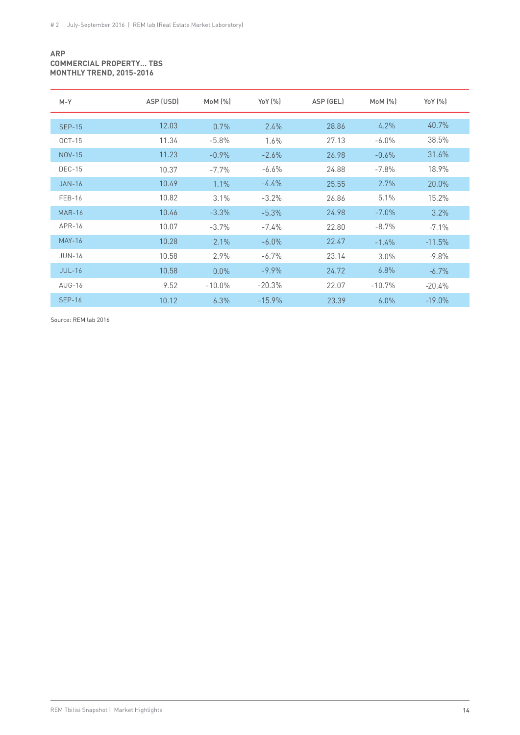**ARP**
**COMMERCIAL PROPERTY... TBS**
**MONTHLY TREND, 2015-2016**

| M-Y | ASP (USD) | MoM (%) | YoY (%) | ASP (GEL) | MoM (%) | YoY (%) |
|---|---|---|---|---|---|---|
| SEP-15 | 12.03 | 0.7% | 2.4% | 28.86 | 4.2% | 40.7% |
| OCT-15 | 11.34 | -5.8% | 1.6% | 27.13 | -6.0% | 38.5% |
| NOV-15 | 11.23 | -0.9% | -2.6% | 26.98 | -0.6% | 31.6% |
| DEC-15 | 10.37 | -7.7% | -6.6% | 24.88 | -7.8% | 18.9% |
| JAN-16 | 10.49 | 1.1% | -4.4% | 25.55 | 2.7% | 20.0% |
| FEB-16 | 10.82 | 3.1% | -3.2% | 26.86 | 5.1% | 15.2% |
| MAR-16 | 10.46 | -3.3% | -5.3% | 24.98 | -7.0% | 3.2% |
| APR-16 | 10.07 | -3.7% | -7.4% | 22.80 | -8.7% | -7.1% |
| MAY-16 | 10.28 | 2.1% | -6.0% | 22.47 | -1.4% | -11.5% |
| JUN-16 | 10.58 | 2.9% | -6.7% | 23.14 | 3.0% | -9.8% |
| JUL-16 | 10.58 | 0.0% | -9.9% | 24.72 | 6.8% | -6.7% |
| AUG-16 | 9.52 | -10.0% | -20.3% | 22.07 | -10.7% | -20.4% |
| SEP-16 | 10.12 | 6.3% | -15.9% | 23.39 | 6.0% | -19.0% |

Source: REM lab 2016